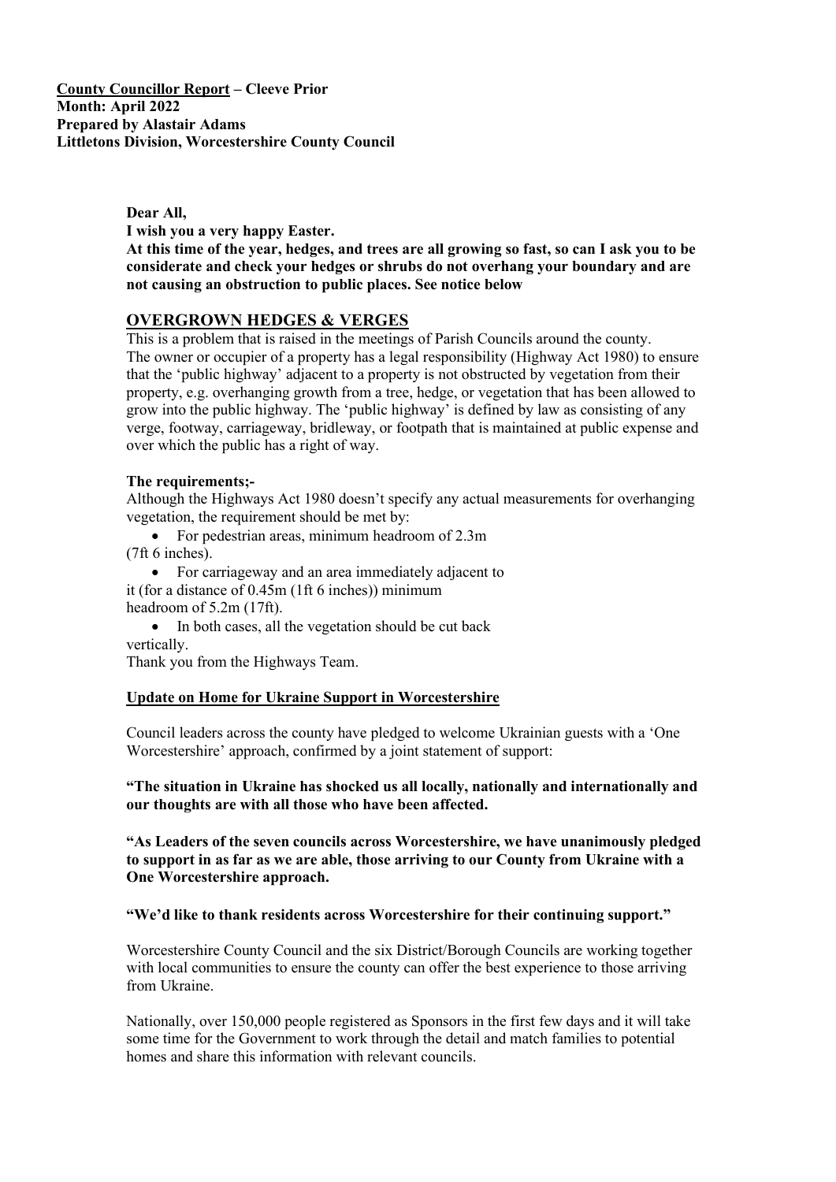**County Councillor Report – Cleeve Prior**
**Month: April 2022**
**Prepared by Alastair Adams**
**Littletons Division, Worcestershire County Council**

**Dear All,**

**I wish you a very happy Easter.**

**At this time of the year, hedges, and trees are all growing so fast, so can I ask you to be considerate and check your hedges or shrubs do not overhang your boundary and are not causing an obstruction to public places. See notice below**

## OVERGROWN HEDGES & VERGES

This is a problem that is raised in the meetings of Parish Councils around the county. The owner or occupier of a property has a legal responsibility (Highway Act 1980) to ensure that the 'public highway' adjacent to a property is not obstructed by vegetation from their property, e.g. overhanging growth from a tree, hedge, or vegetation that has been allowed to grow into the public highway. The 'public highway' is defined by law as consisting of any verge, footway, carriageway, bridleway, or footpath that is maintained at public expense and over which the public has a right of way.

**The requirements;-**

Although the Highways Act 1980 doesn't specify any actual measurements for overhanging vegetation, the requirement should be met by:

- For pedestrian areas, minimum headroom of 2.3m (7ft 6 inches).
- For carriageway and an area immediately adjacent to it (for a distance of 0.45m (1ft 6 inches)) minimum headroom of 5.2m (17ft).
- In both cases, all the vegetation should be cut back vertically.

Thank you from the Highways Team.

**Update on Home for Ukraine Support in Worcestershire**

Council leaders across the county have pledged to welcome Ukrainian guests with a 'One Worcestershire' approach, confirmed by a joint statement of support:

**"The situation in Ukraine has shocked us all locally, nationally and internationally and our thoughts are with all those who have been affected.**

**"As Leaders of the seven councils across Worcestershire, we have unanimously pledged to support in as far as we are able, those arriving to our County from Ukraine with a One Worcestershire approach.**

**"We'd like to thank residents across Worcestershire for their continuing support."**

Worcestershire County Council and the six District/Borough Councils are working together with local communities to ensure the county can offer the best experience to those arriving from Ukraine.

Nationally, over 150,000 people registered as Sponsors in the first few days and it will take some time for the Government to work through the detail and match families to potential homes and share this information with relevant councils.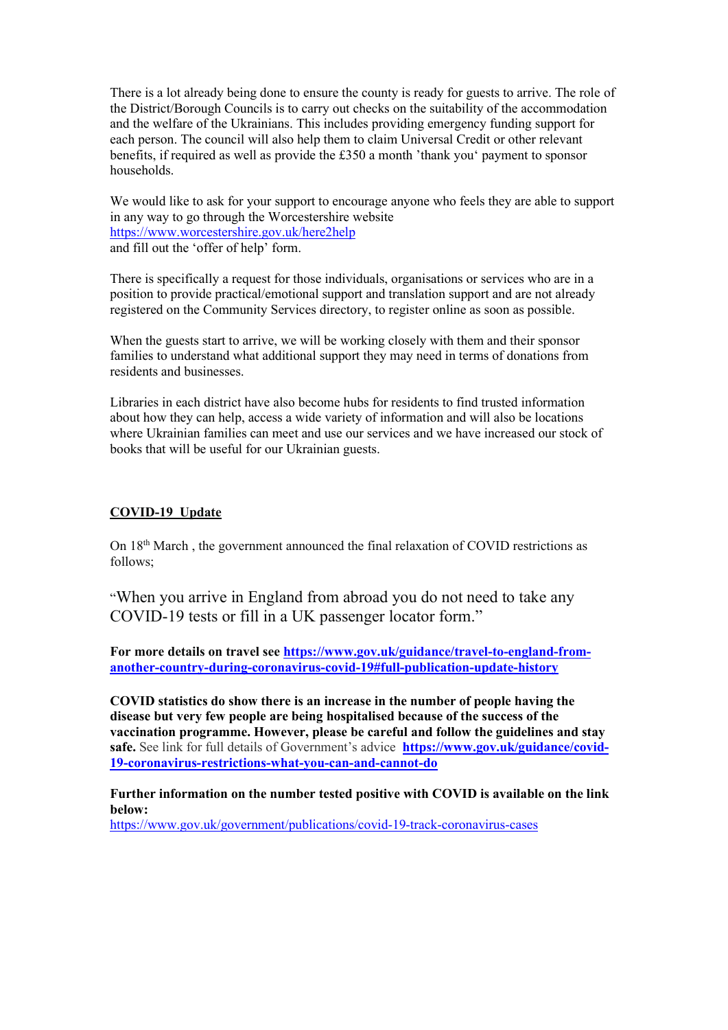There is a lot already being done to ensure the county is ready for guests to arrive. The role of the District/Borough Councils is to carry out checks on the suitability of the accommodation and the welfare of the Ukrainians. This includes providing emergency funding support for each person. The council will also help them to claim Universal Credit or other relevant benefits, if required as well as provide the £350 a month 'thank you' payment to sponsor households.

We would like to ask for your support to encourage anyone who feels they are able to support in any way to go through the Worcestershire website
https://www.worcestershire.gov.uk/here2help
and fill out the 'offer of help' form.

There is specifically a request for those individuals, organisations or services who are in a position to provide practical/emotional support and translation support and are not already registered on the Community Services directory, to register online as soon as possible.

When the guests start to arrive, we will be working closely with them and their sponsor families to understand what additional support they may need in terms of donations from residents and businesses.

Libraries in each district have also become hubs for residents to find trusted information about how they can help, access a wide variety of information and will also be locations where Ukrainian families can meet and use our services and we have increased our stock of books that will be useful for our Ukrainian guests.

## COVID-19 Update

On 18th March , the government announced the final relaxation of COVID restrictions as follows;

"When you arrive in England from abroad you do not need to take any COVID-19 tests or fill in a UK passenger locator form."

**For more details on travel see https://www.gov.uk/guidance/travel-to-england-from-another-country-during-coronavirus-covid-19#full-publication-update-history**

**COVID statistics do show there is an increase in the number of people having the disease but very few people are being hospitalised because of the success of the vaccination programme. However, please be careful and follow the guidelines and stay safe.** See link for full details of Government's advice **https://www.gov.uk/guidance/covid-19-coronavirus-restrictions-what-you-can-and-cannot-do**

**Further information on the number tested positive with COVID is available on the link below:**
https://www.gov.uk/government/publications/covid-19-track-coronavirus-cases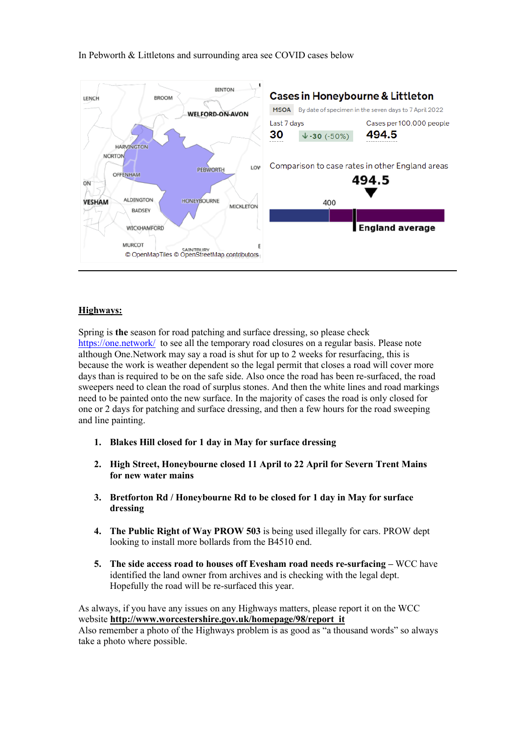In Pebworth & Littletons and surrounding area see COVID cases below

BINTON
LENCH
BROOM
WELFORD-ON-AVON
HARVINGTON
NORTON
PEBWORTH
OFFENHAM
LOW
ON
VESHAM
ALDINGTON
HONEYBOURNE
MICKLETON
BADSEY
WICKHAMFORD
MURCOT
SAINTBURY
E
© OpenMapTiles © OpenStreetMap contributors

Cases in Honeybourne & Littleton

MSOA By date of specimen in the seven days to 7 April 2022

Last 7 days
30
-30 (-50%)

Cases per 100,000 people
494.5

Comparison to case rates in other England areas

494.5

400

England average

---

**Highways:**

Spring is **the** season for road patching and surface dressing, so please check https://one.network/ to see all the temporary road closures on a regular basis. Please note although One.Network may say a road is shut for up to 2 weeks for resurfacing, this is because the work is weather dependent so the legal permit that closes a road will cover more days than is required to be on the safe side. Also once the road has been re-surfaced, the road sweepers need to clean the road of surplus stones. And then the white lines and road markings need to be painted onto the new surface. In the majority of cases the road is only closed for one or 2 days for patching and surface dressing, and then a few hours for the road sweeping and line painting.

1. **Blakes Hill closed for 1 day in May for surface dressing**

2. **High Street, Honeybourne closed 11 April to 22 April for Severn Trent Mains for new water mains**

3. **Bretforton Rd / Honeybourne Rd to be closed for 1 day in May for surface dressing**

4. **The Public Right of Way PROW 503** is being used illegally for cars. PROW dept looking to install more bollards from the B4510 end.

5. **The side access road to houses off Evesham road needs re-surfacing –** WCC have identified the land owner from archives and is checking with the legal dept. Hopefully the road will be re-surfaced this year.

As always, if you have any issues on any Highways matters, please report it on the WCC website **http://www.worcestershire.gov.uk/homepage/98/report_it**
Also remember a photo of the Highways problem is as good as "a thousand words" so always take a photo where possible.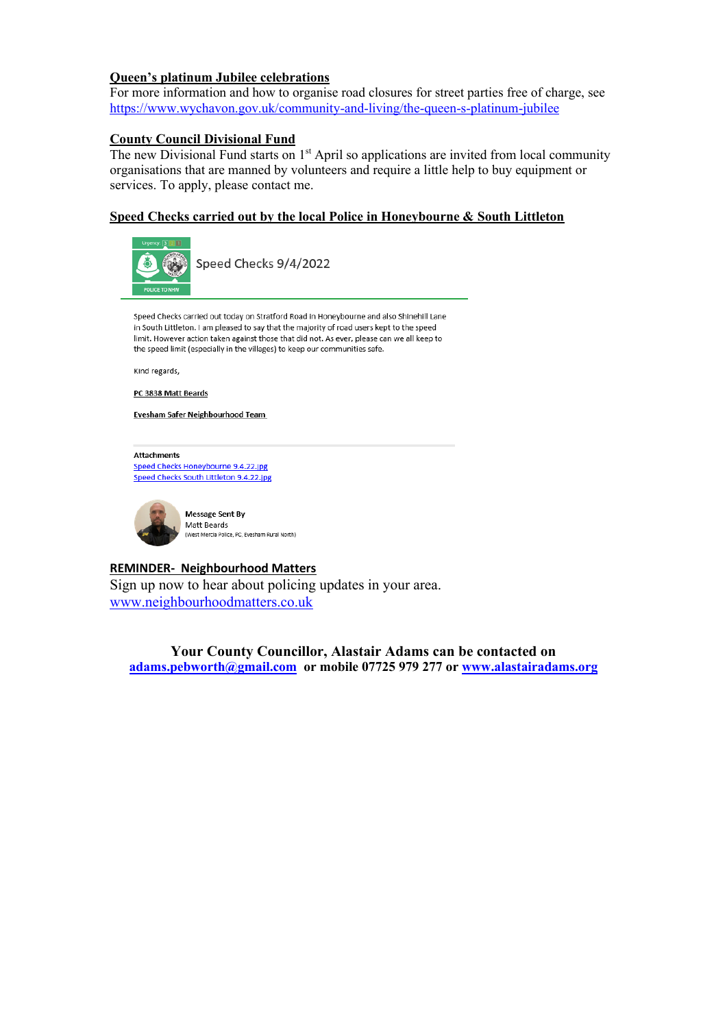**Queen's platinum Jubilee celebrations**

For more information and how to organise road closures for street parties free of charge, see https://www.wychavon.gov.uk/community-and-living/the-queen-s-platinum-jubilee

**County Council Divisional Fund**

The new Divisional Fund starts on 1st April so applications are invited from local community organisations that are manned by volunteers and require a little help to buy equipment or services. To apply, please contact me.

**Speed Checks carried out by the local Police in Honeybourne & South Littleton**

Urgency: 3

POLICE TO NHW

Speed Checks 9/4/2022

Speed Checks carried out today on Stratford Road in Honeybourne and also Shinehill Lane in South Littleton. I am pleased to say that the majority of road users kept to the speed limit. However action taken against those that did not. As ever, please can we all keep to the speed limit (especially in the villages) to keep our communities safe.

Kind regards,

PC 3838 Matt Beards

Evesham Safer Neighbourhood Team

Attachments

Speed Checks Honeybourne 9.4.22.jpg

Speed Checks South Littleton 9.4.22.jpg

Message Sent By
Matt Beards
(West Mercia Police, PC, Evesham Rural North)

**REMINDER- Neighbourhood Matters**

Sign up now to hear about policing updates in your area.
www.neighbourhoodmatters.co.uk

**Your County Councillor, Alastair Adams can be contacted on adams.pebworth@gmail.com or mobile 07725 979 277 or www.alastairadams.org**